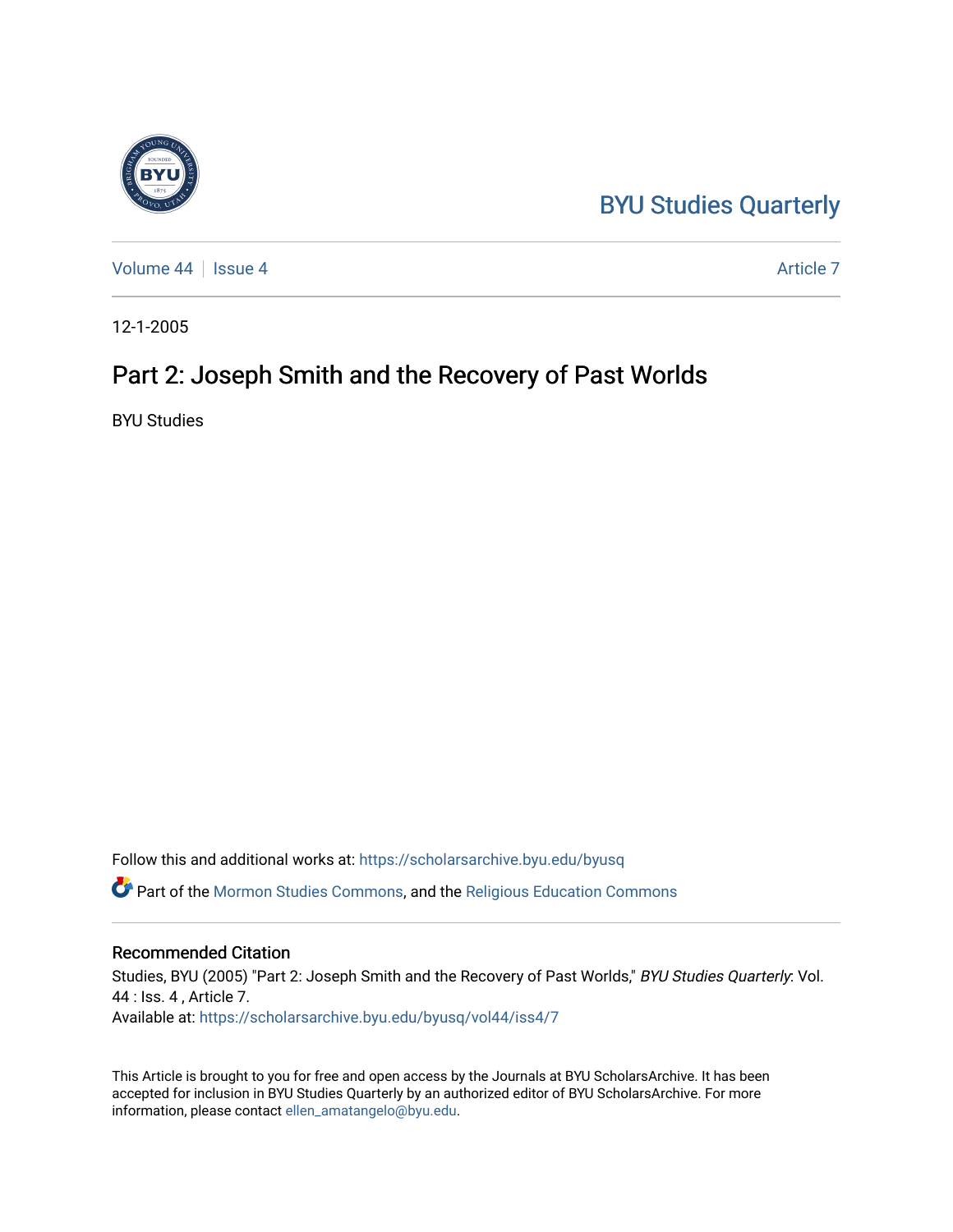BYU Studies Quarterly

Volume 44 | Issue 4 | Article 7

12-1-2005

# Part 2: Joseph Smith and the Recovery of Past Worlds

BYU Studies

Follow this and additional works at: https://scholarsarchive.byu.edu/byusq

Part of the Mormon Studies Commons, and the Religious Education Commons

## Recommended Citation

Studies, BYU (2005) "Part 2: Joseph Smith and the Recovery of Past Worlds," *BYU Studies Quarterly*: Vol. 44 : Iss. 4 , Article 7.
Available at: https://scholarsarchive.byu.edu/byusq/vol44/iss4/7

This Article is brought to you for free and open access by the Journals at BYU ScholarsArchive. It has been accepted for inclusion in BYU Studies Quarterly by an authorized editor of BYU ScholarsArchive. For more information, please contact ellen_amatangelo@byu.edu.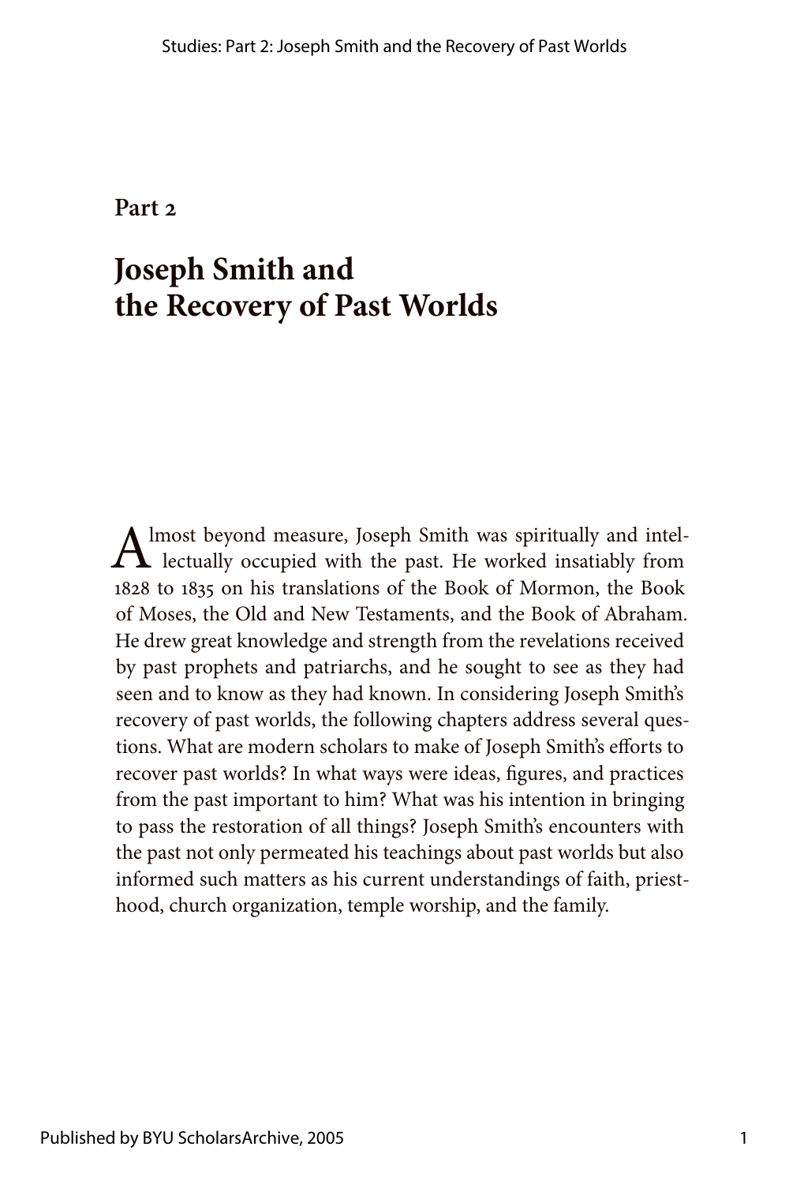## Part 2

# Joseph Smith and the Recovery of Past Worlds

Almost beyond measure, Joseph Smith was spiritually and intellectually occupied with the past. He worked insatiably from 1828 to 1835 on his translations of the Book of Mormon, the Book of Moses, the Old and New Testaments, and the Book of Abraham. He drew great knowledge and strength from the revelations received by past prophets and patriarchs, and he sought to see as they had seen and to know as they had known. In considering Joseph Smith's recovery of past worlds, the following chapters address several questions. What are modern scholars to make of Joseph Smith's efforts to recover past worlds? In what ways were ideas, figures, and practices from the past important to him? What was his intention in bringing to pass the restoration of all things? Joseph Smith's encounters with the past not only permeated his teachings about past worlds but also informed such matters as his current understandings of faith, priesthood, church organization, temple worship, and the family.